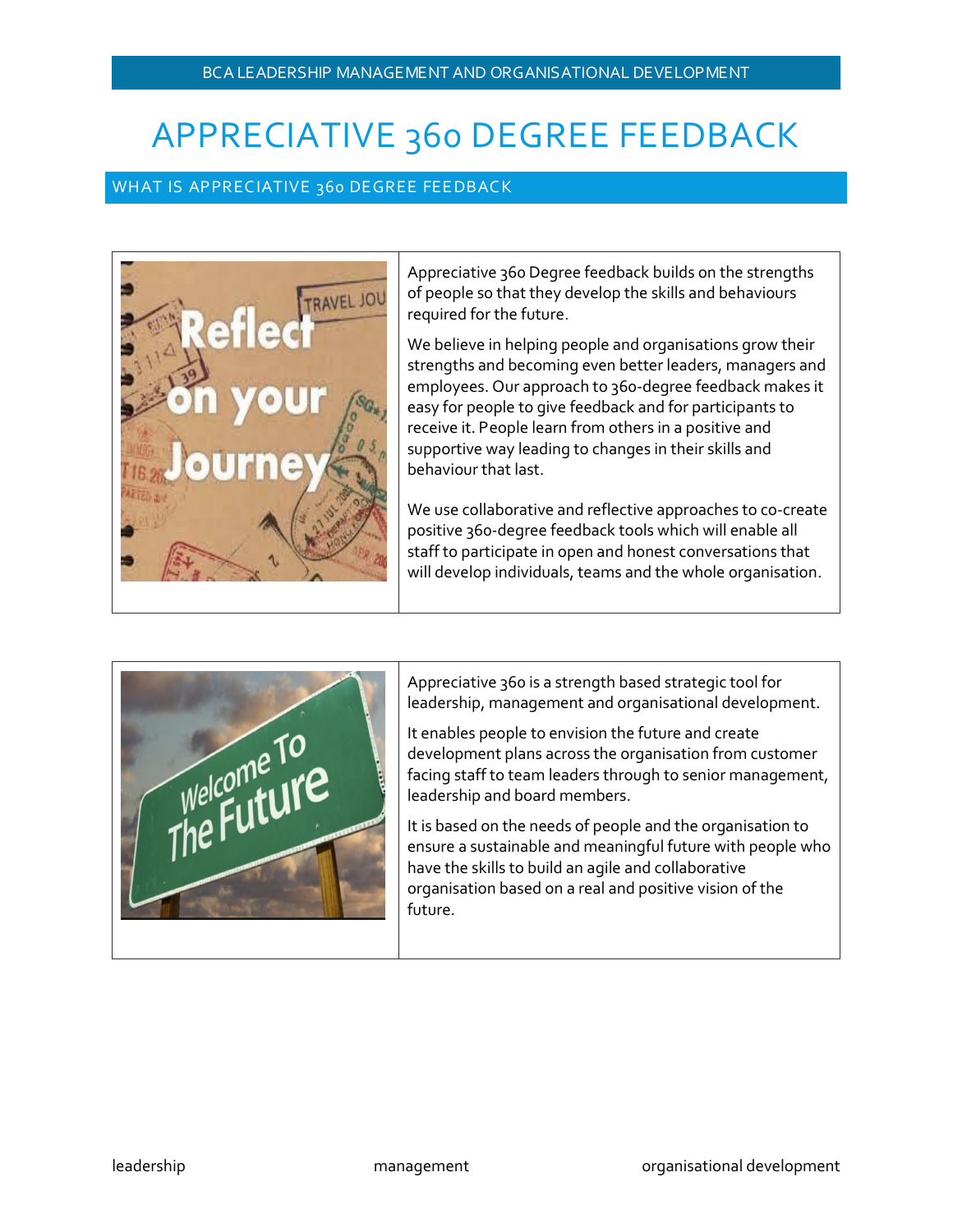# APPRECIATIVE 360 DEGREE FEEDBACK

## WHAT IS APPRECIATIVE 360 DEGREE FEEDBACK

Appreciative 360 Degree feedback builds on the strengths of people so that they develop the skills and behaviours required for the future.

We believe in helping people and organisations grow their strengths and becoming even better leaders, managers and employees. Our approach to 360-degree feedback makes it easy for people to give feedback and for participants to receive it. People learn from others in a positive and supportive way leading to changes in their skills and behaviour that last.

We use collaborative and reflective approaches to co-create positive 360-degree feedback tools which will enable all staff to participate in open and honest conversations that will develop individuals, teams and the whole organisation.

Appreciative 360 is a strength based strategic tool for leadership, management and organisational development.

It enables people to envision the future and create development plans across the organisation from customer facing staff to team leaders through to senior management, leadership and board members.

It is based on the needs of people and the organisation to ensure a sustainable and meaningful future with people who have the skills to build an agile and collaborative organisation based on a real and positive vision of the future.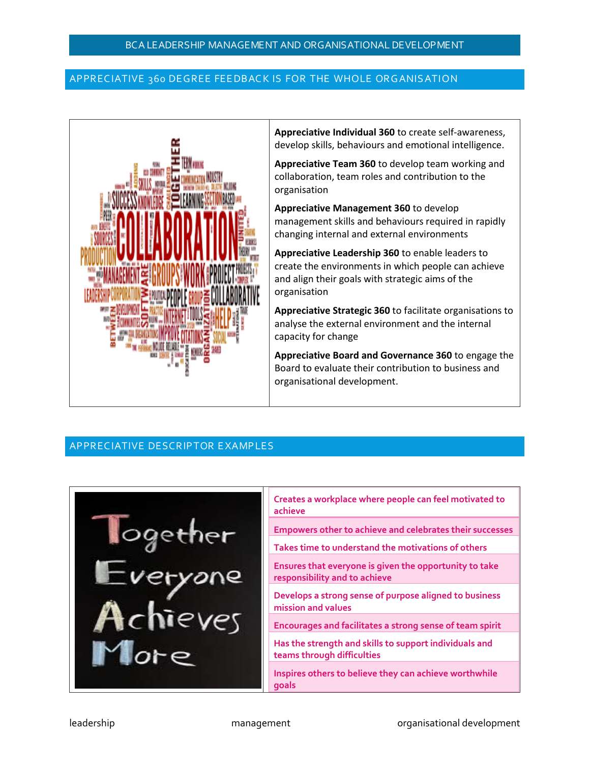## APPRECIATIVE 360 DEGREE FEEDBACK IS FOR THE WHOLE ORGANISATION

**Appreciative Individual 360** to create self-awareness, develop skills, behaviours and emotional intelligence.

**Appreciative Team 360** to develop team working and collaboration, team roles and contribution to the organisation

**Appreciative Management 360** to develop management skills and behaviours required in rapidly changing internal and external environments

**Appreciative Leadership 360** to enable leaders to create the environments in which people can achieve and align their goals with strategic aims of the organisation

**Appreciative Strategic 360** to facilitate organisations to analyse the external environment and the internal capacity for change

**Appreciative Board and Governance 360** to engage the Board to evaluate their contribution to business and organisational development.

## APPRECIATIVE DESCRIPTOR EXAMPLES

- **Creates a workplace where people can feel motivated to achieve**
- **Empowers other to achieve and celebrates their successes**
- **Takes time to understand the motivations of others**
- **Ensures that everyone is given the opportunity to take responsibility and to achieve**
- **Develops a strong sense of purpose aligned to business mission and values**
- **Encourages and facilitates a strong sense of team spirit**
- **Has the strength and skills to support individuals and teams through difficulties**
- **Inspires others to believe they can achieve worthwhile goals**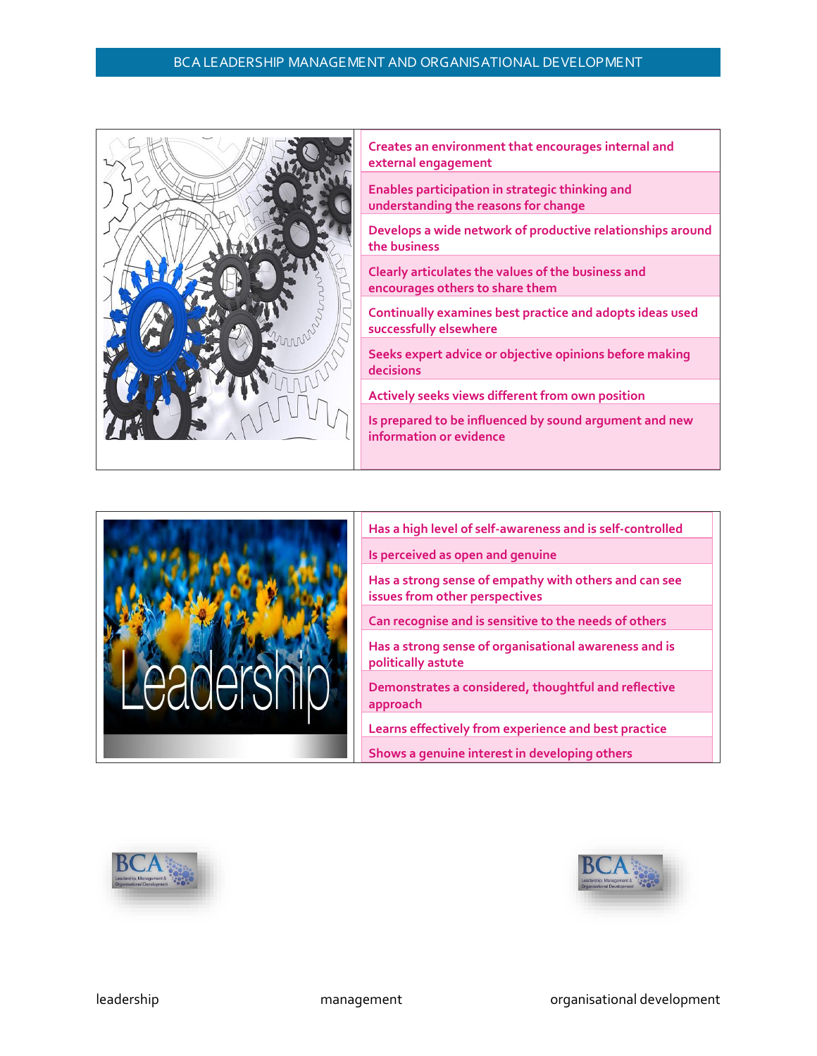- Creates an environment that encourages internal and external engagement
- Enables participation in strategic thinking and understanding the reasons for change
- Develops a wide network of productive relationships around the business
- Clearly articulates the values of the business and encourages others to share them
- Continually examines best practice and adopts ideas used successfully elsewhere
- Seeks expert advice or objective opinions before making decisions
- Actively seeks views different from own position
- Is prepared to be influenced by sound argument and new information or evidence

- Has a high level of self-awareness and is self-controlled
- Is perceived as open and genuine
- Has a strong sense of empathy with others and can see issues from other perspectives
- Can recognise and is sensitive to the needs of others
- Has a strong sense of organisational awareness and is politically astute
- Demonstrates a considered, thoughtful and reflective approach
- Learns effectively from experience and best practice
- Shows a genuine interest in developing others